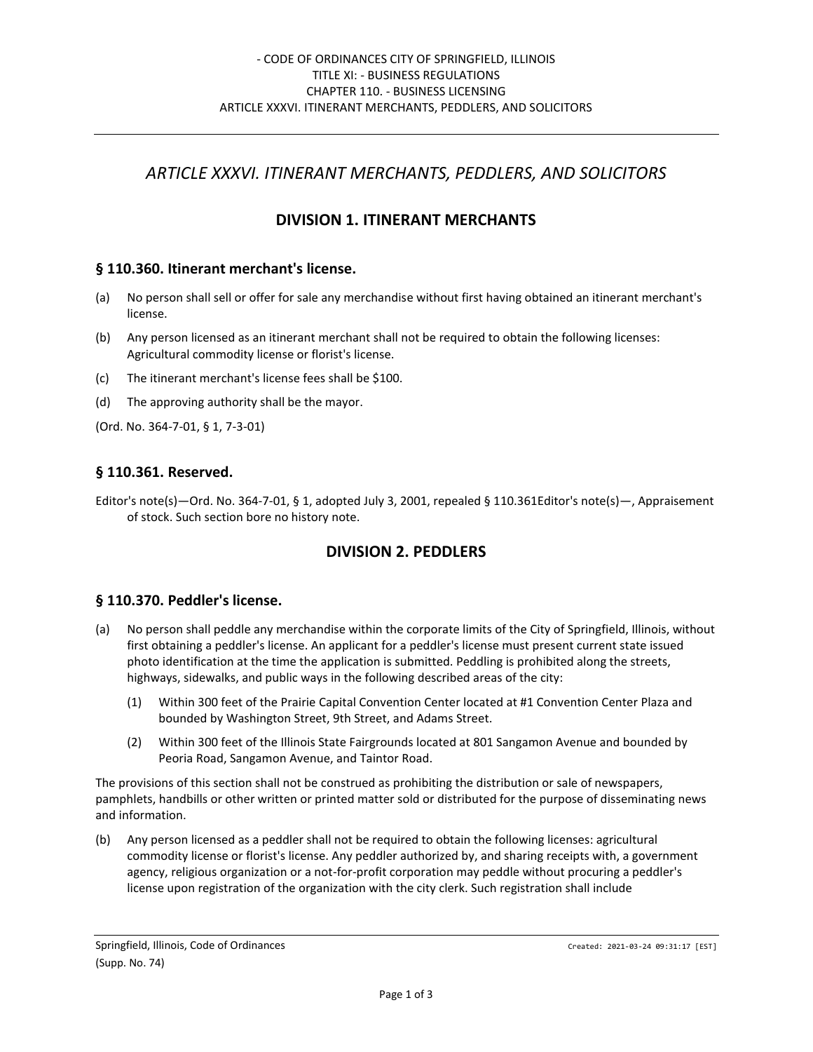# ARTICLE XXXVI. ITINERANT MERCHANTS, PEDDLERS, AND SOLICITORS

## DIVISION 1. ITINERANT MERCHANTS

### § 110.360. Itinerant merchant's license.

(a) No person shall sell or offer for sale any merchandise without first having obtained an itinerant merchant's license.

(b) Any person licensed as an itinerant merchant shall not be required to obtain the following licenses: Agricultural commodity license or florist's license.

(c) The itinerant merchant's license fees shall be $100.

(d) The approving authority shall be the mayor.

(Ord. No. 364-7-01, § 1, 7-3-01)

### § 110.361. Reserved.

Editor's note(s)—Ord. No. 364-7-01, § 1, adopted July 3, 2001, repealed § 110.361Editor's note(s)—, Appraisement of stock. Such section bore no history note.

## DIVISION 2. PEDDLERS

### § 110.370. Peddler's license.

(a) No person shall peddle any merchandise within the corporate limits of the City of Springfield, Illinois, without first obtaining a peddler's license. An applicant for a peddler's license must present current state issued photo identification at the time the application is submitted. Peddling is prohibited along the streets, highways, sidewalks, and public ways in the following described areas of the city:

  (1) Within 300 feet of the Prairie Capital Convention Center located at #1 Convention Center Plaza and bounded by Washington Street, 9th Street, and Adams Street.

  (2) Within 300 feet of the Illinois State Fairgrounds located at 801 Sangamon Avenue and bounded by Peoria Road, Sangamon Avenue, and Taintor Road.

The provisions of this section shall not be construed as prohibiting the distribution or sale of newspapers, pamphlets, handbills or other written or printed matter sold or distributed for the purpose of disseminating news and information.

(b) Any person licensed as a peddler shall not be required to obtain the following licenses: agricultural commodity license or florist's license. Any peddler authorized by, and sharing receipts with, a government agency, religious organization or a not-for-profit corporation may peddle without procuring a peddler's license upon registration of the organization with the city clerk. Such registration shall include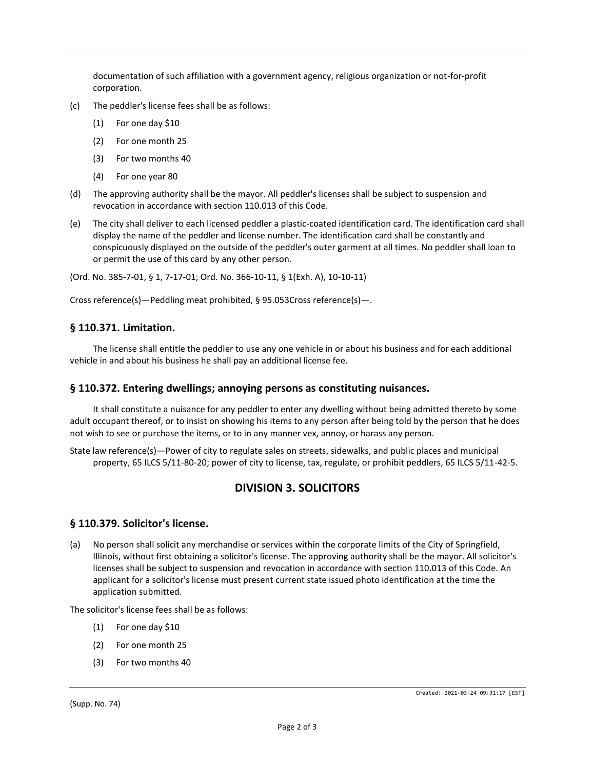documentation of such affiliation with a government agency, religious organization or not-for-profit corporation.

(c) The peddler's license fees shall be as follows:

(1) For one day $10

(2) For one month 25

(3) For two months 40

(4) For one year 80

(d) The approving authority shall be the mayor. All peddler's licenses shall be subject to suspension and revocation in accordance with section 110.013 of this Code.

(e) The city shall deliver to each licensed peddler a plastic-coated identification card. The identification card shall display the name of the peddler and license number. The identification card shall be constantly and conspicuously displayed on the outside of the peddler's outer garment at all times. No peddler shall loan to or permit the use of this card by any other person.

(Ord. No. 385-7-01, § 1, 7-17-01; Ord. No. 366-10-11, § 1(Exh. A), 10-10-11)

Cross reference(s)—Peddling meat prohibited, § 95.053Cross reference(s)—.

### § 110.371. Limitation.

The license shall entitle the peddler to use any one vehicle in or about his business and for each additional vehicle in and about his business he shall pay an additional license fee.

### § 110.372. Entering dwellings; annoying persons as constituting nuisances.

It shall constitute a nuisance for any peddler to enter any dwelling without being admitted thereto by some adult occupant thereof, or to insist on showing his items to any person after being told by the person that he does not wish to see or purchase the items, or to in any manner vex, annoy, or harass any person.

State law reference(s)—Power of city to regulate sales on streets, sidewalks, and public places and municipal property, 65 ILCS 5/11-80-20; power of city to license, tax, regulate, or prohibit peddlers, 65 ILCS 5/11-42-5.

## DIVISION 3. SOLICITORS

### § 110.379. Solicitor's license.

(a) No person shall solicit any merchandise or services within the corporate limits of the City of Springfield, Illinois, without first obtaining a solicitor's license. The approving authority shall be the mayor. All solicitor's licenses shall be subject to suspension and revocation in accordance with section 110.013 of this Code. An applicant for a solicitor's license must present current state issued photo identification at the time the application submitted.

The solicitor's license fees shall be as follows:

(1) For one day $10

(2) For one month 25

(3) For two months 40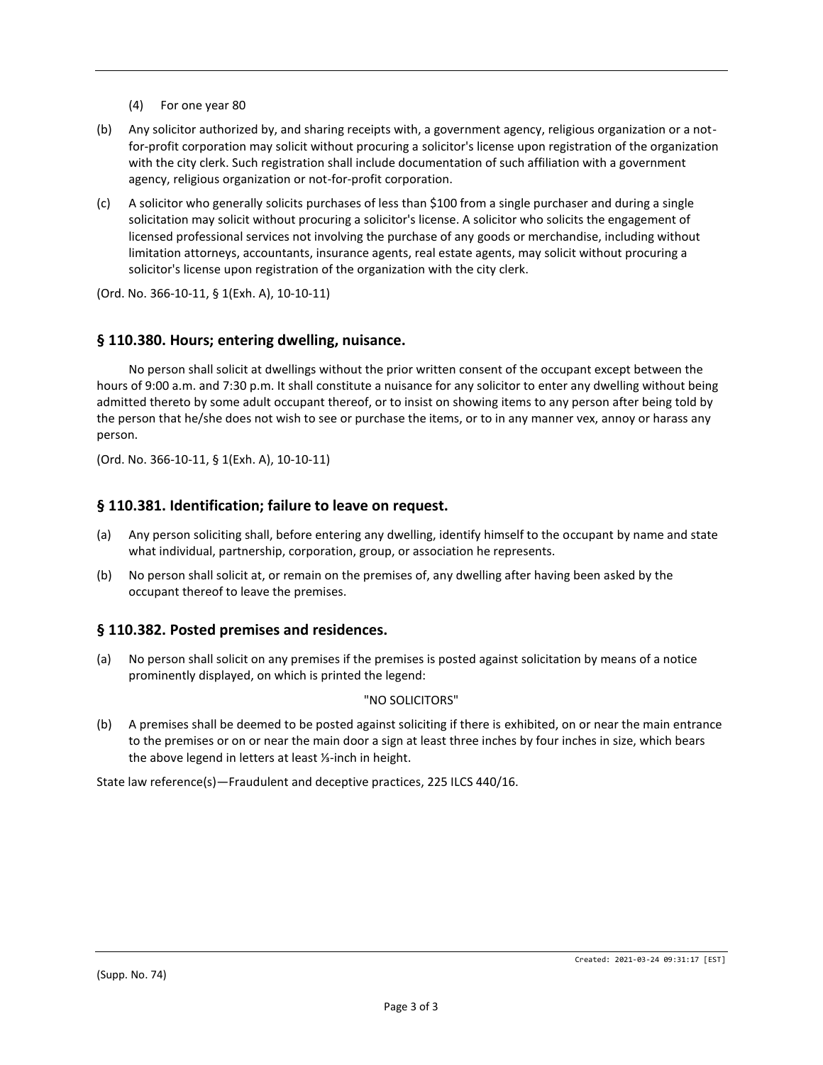(4) For one year 80

(b) Any solicitor authorized by, and sharing receipts with, a government agency, religious organization or a not-for-profit corporation may solicit without procuring a solicitor's license upon registration of the organization with the city clerk. Such registration shall include documentation of such affiliation with a government agency, religious organization or not-for-profit corporation.

(c) A solicitor who generally solicits purchases of less than $100 from a single purchaser and during a single solicitation may solicit without procuring a solicitor's license. A solicitor who solicits the engagement of licensed professional services not involving the purchase of any goods or merchandise, including without limitation attorneys, accountants, insurance agents, real estate agents, may solicit without procuring a solicitor's license upon registration of the organization with the city clerk.

(Ord. No. 366-10-11, § 1(Exh. A), 10-10-11)

## § 110.380. Hours; entering dwelling, nuisance.

No person shall solicit at dwellings without the prior written consent of the occupant except between the hours of 9:00 a.m. and 7:30 p.m. It shall constitute a nuisance for any solicitor to enter any dwelling without being admitted thereto by some adult occupant thereof, or to insist on showing items to any person after being told by the person that he/she does not wish to see or purchase the items, or to in any manner vex, annoy or harass any person.

(Ord. No. 366-10-11, § 1(Exh. A), 10-10-11)

## § 110.381. Identification; failure to leave on request.

(a) Any person soliciting shall, before entering any dwelling, identify himself to the occupant by name and state what individual, partnership, corporation, group, or association he represents.

(b) No person shall solicit at, or remain on the premises of, any dwelling after having been asked by the occupant thereof to leave the premises.

## § 110.382. Posted premises and residences.

(a) No person shall solicit on any premises if the premises is posted against solicitation by means of a notice prominently displayed, on which is printed the legend:

"NO SOLICITORS"

(b) A premises shall be deemed to be posted against soliciting if there is exhibited, on or near the main entrance to the premises or on or near the main door a sign at least three inches by four inches in size, which bears the above legend in letters at least ⅓-inch in height.

State law reference(s)—Fraudulent and deceptive practices, 225 ILCS 440/16.